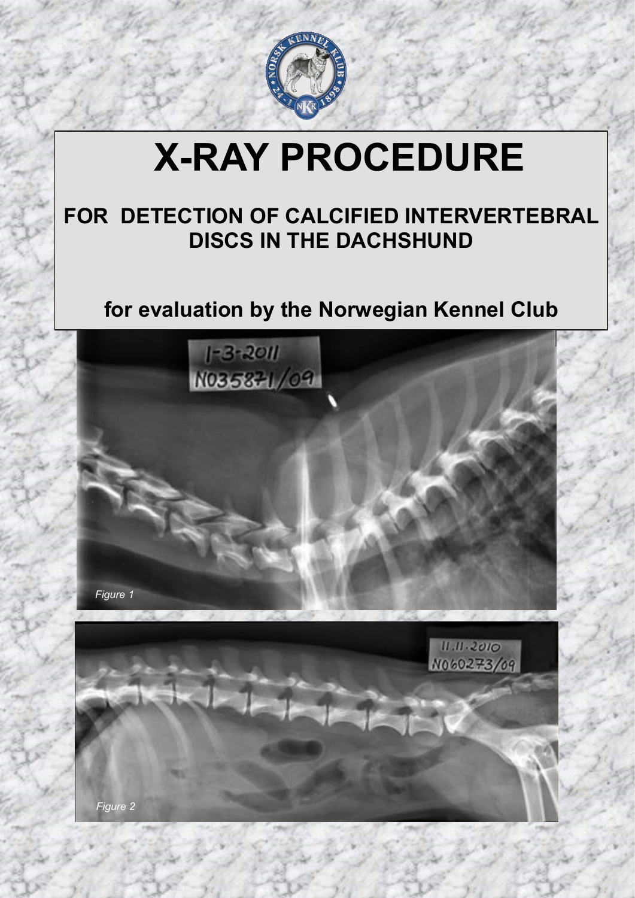# X-RAY PROCEDURE

## FOR DETECTION OF CALCIFIED INTERVERTEBRAL DISCS IN THE DACHSHUND

## for evaluation by the Norwegian Kennel Club

*Figure 1*

*Figure 2*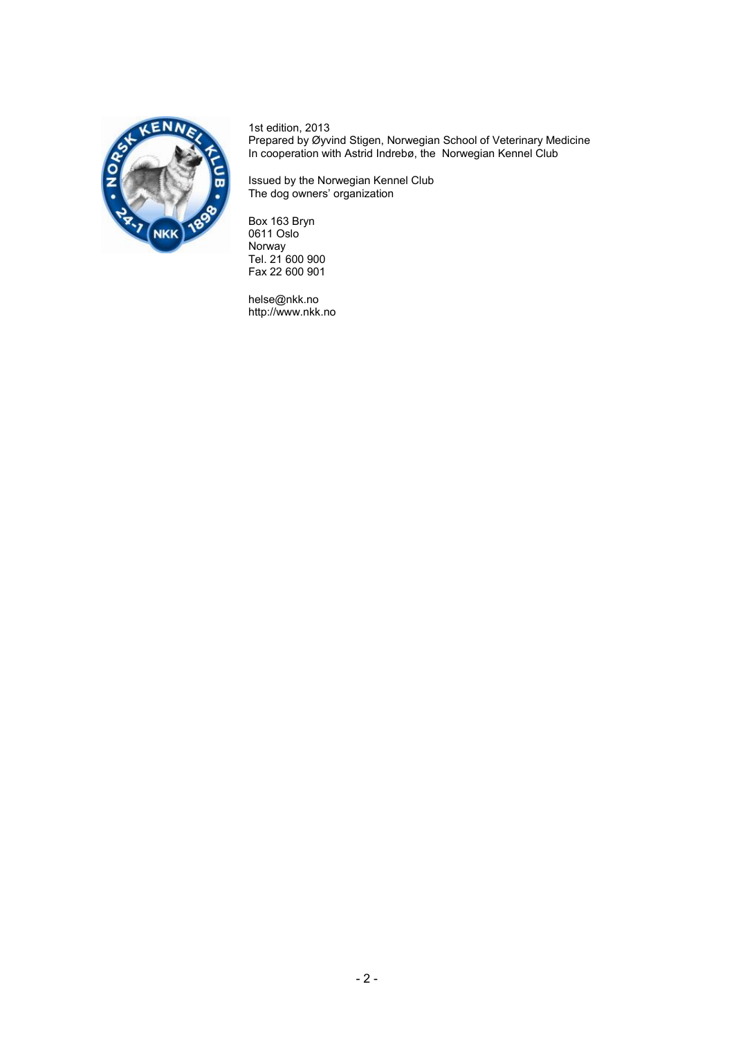1st edition, 2013
Prepared by Øyvind Stigen, Norwegian School of Veterinary Medicine
In cooperation with Astrid Indrebø, the Norwegian Kennel Club

Issued by the Norwegian Kennel Club
The dog owners' organization

Box 163 Bryn
0611 Oslo
Norway
Tel. 21 600 900
Fax 22 600 901

helse@nkk.no
http://www.nkk.no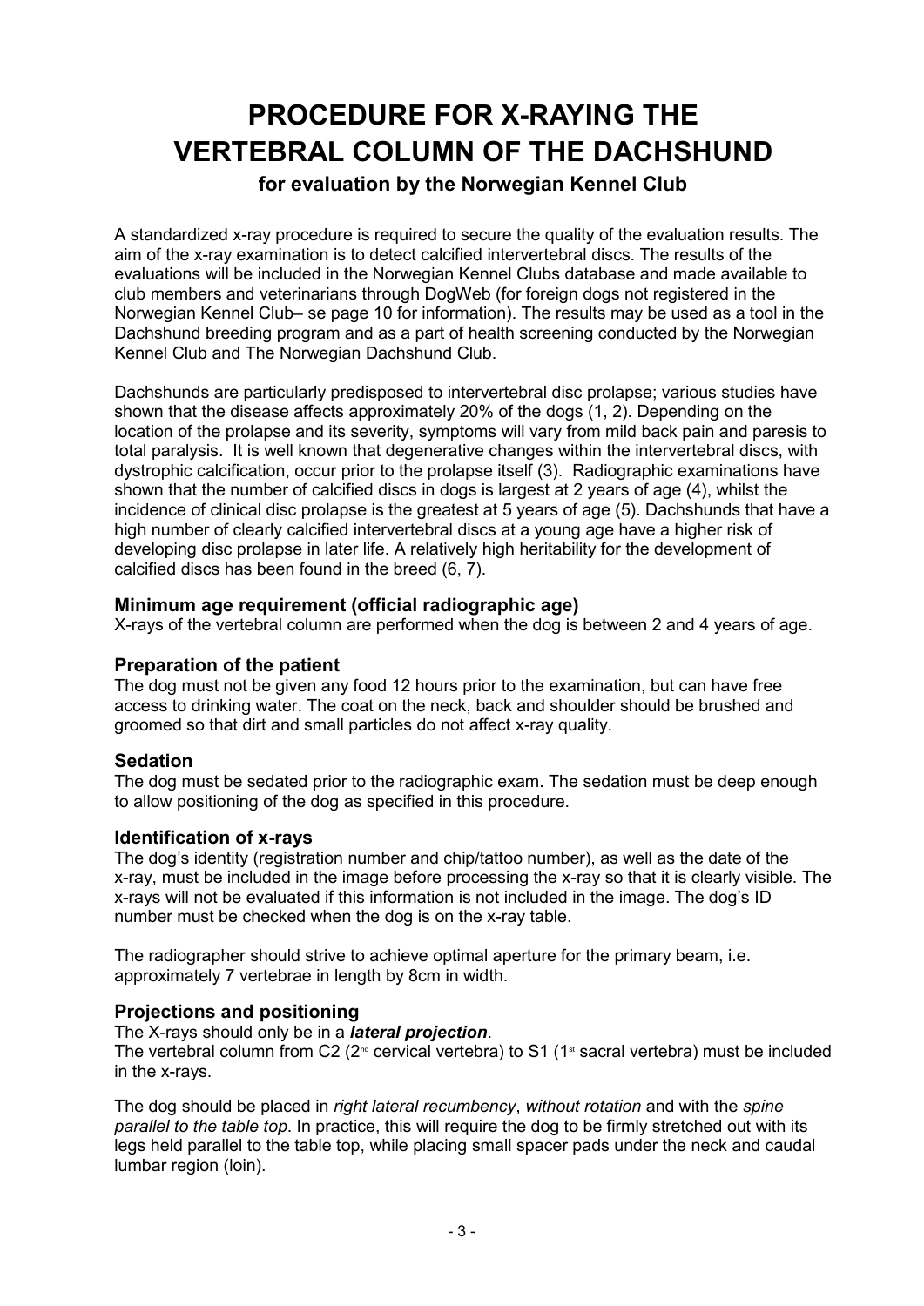# PROCEDURE FOR X-RAYING THE VERTEBRAL COLUMN OF THE DACHSHUND

### for evaluation by the Norwegian Kennel Club

A standardized x-ray procedure is required to secure the quality of the evaluation results. The aim of the x-ray examination is to detect calcified intervertebral discs. The results of the evaluations will be included in the Norwegian Kennel Clubs database and made available to club members and veterinarians through DogWeb (for foreign dogs not registered in the Norwegian Kennel Club– se page 10 for information). The results may be used as a tool in the Dachshund breeding program and as a part of health screening conducted by the Norwegian Kennel Club and The Norwegian Dachshund Club.

Dachshunds are particularly predisposed to intervertebral disc prolapse; various studies have shown that the disease affects approximately 20% of the dogs (1, 2). Depending on the location of the prolapse and its severity, symptoms will vary from mild back pain and paresis to total paralysis. It is well known that degenerative changes within the intervertebral discs, with dystrophic calcification, occur prior to the prolapse itself (3). Radiographic examinations have shown that the number of calcified discs in dogs is largest at 2 years of age (4), whilst the incidence of clinical disc prolapse is the greatest at 5 years of age (5). Dachshunds that have a high number of clearly calcified intervertebral discs at a young age have a higher risk of developing disc prolapse in later life. A relatively high heritability for the development of calcified discs has been found in the breed (6, 7).

### Minimum age requirement (official radiographic age)

X-rays of the vertebral column are performed when the dog is between 2 and 4 years of age.

### Preparation of the patient

The dog must not be given any food 12 hours prior to the examination, but can have free access to drinking water. The coat on the neck, back and shoulder should be brushed and groomed so that dirt and small particles do not affect x-ray quality.

### Sedation

The dog must be sedated prior to the radiographic exam. The sedation must be deep enough to allow positioning of the dog as specified in this procedure.

### Identification of x-rays

The dog's identity (registration number and chip/tattoo number), as well as the date of the x-ray, must be included in the image before processing the x-ray so that it is clearly visible. The x-rays will not be evaluated if this information is not included in the image. The dog's ID number must be checked when the dog is on the x-ray table.

The radiographer should strive to achieve optimal aperture for the primary beam, i.e. approximately 7 vertebrae in length by 8cm in width.

### Projections and positioning

The X-rays should only be in a ***lateral projection***.
The vertebral column from C2 (2nd cervical vertebra) to S1 (1st sacral vertebra) must be included in the x-rays.

The dog should be placed in *right lateral recumbency*, *without rotation* and with the *spine parallel to the table top*. In practice, this will require the dog to be firmly stretched out with its legs held parallel to the table top, while placing small spacer pads under the neck and caudal lumbar region (loin).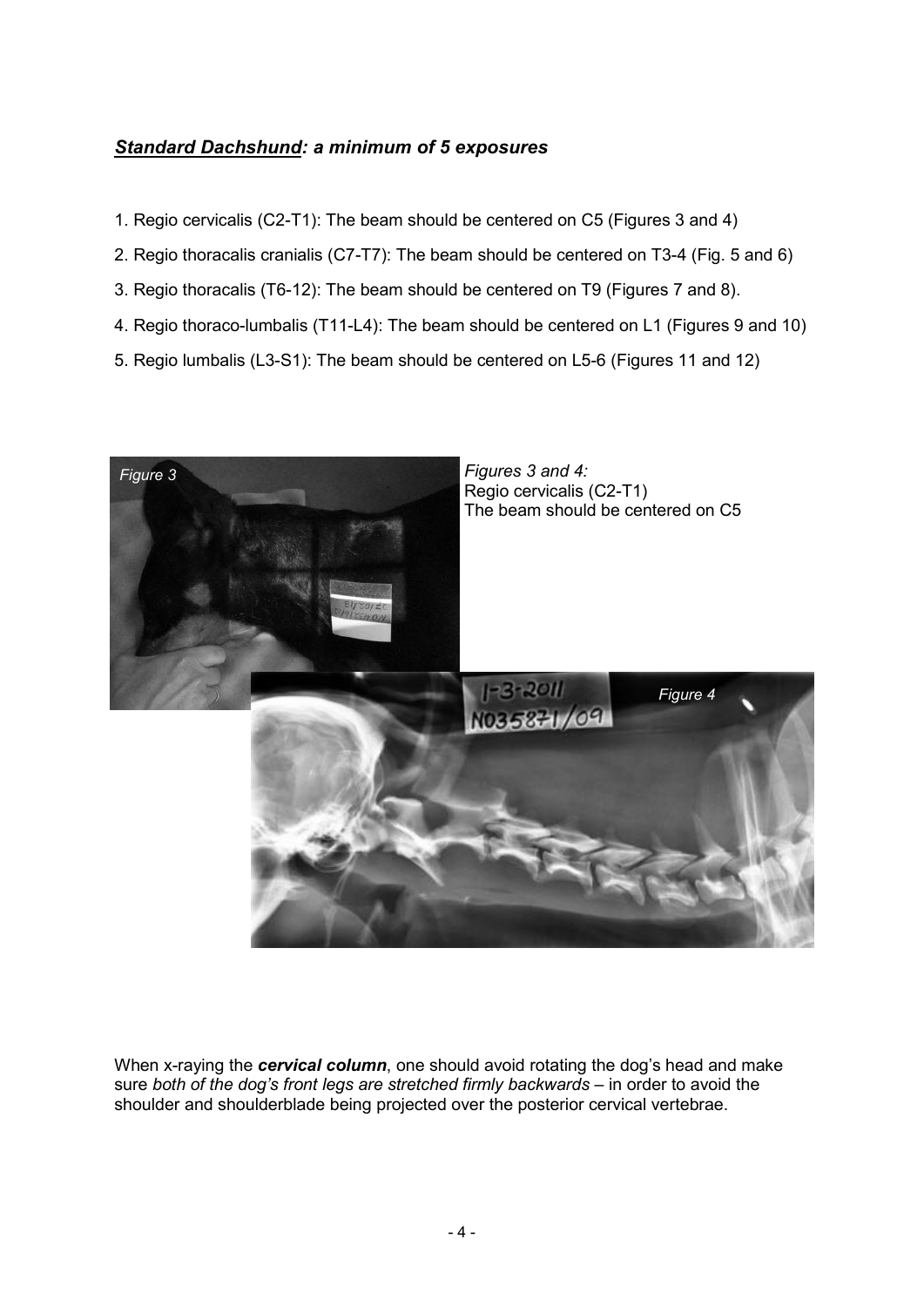***Standard Dachshund**: a minimum of 5 exposures*

1. Regio cervicalis (C2-T1): The beam should be centered on C5 (Figures 3 and 4)
2. Regio thoracalis cranialis (C7-T7): The beam should be centered on T3-4 (Fig. 5 and 6)
3. Regio thoracalis (T6-12): The beam should be centered on T9 (Figures 7 and 8).
4. Regio thoraco-lumbalis (T11-L4): The beam should be centered on L1 (Figures 9 and 10)
5. Regio lumbalis (L3-S1): The beam should be centered on L5-6 (Figures 11 and 12)

*Figure 3*

*Figures 3 and 4:*
Regio cervicalis (C2-T1)
The beam should be centered on C5

*Figure 4*

When x-raying the ***cervical column***, one should avoid rotating the dog's head and make sure *both of the dog's front legs are stretched firmly backwards* – in order to avoid the shoulder and shoulderblade being projected over the posterior cervical vertebrae.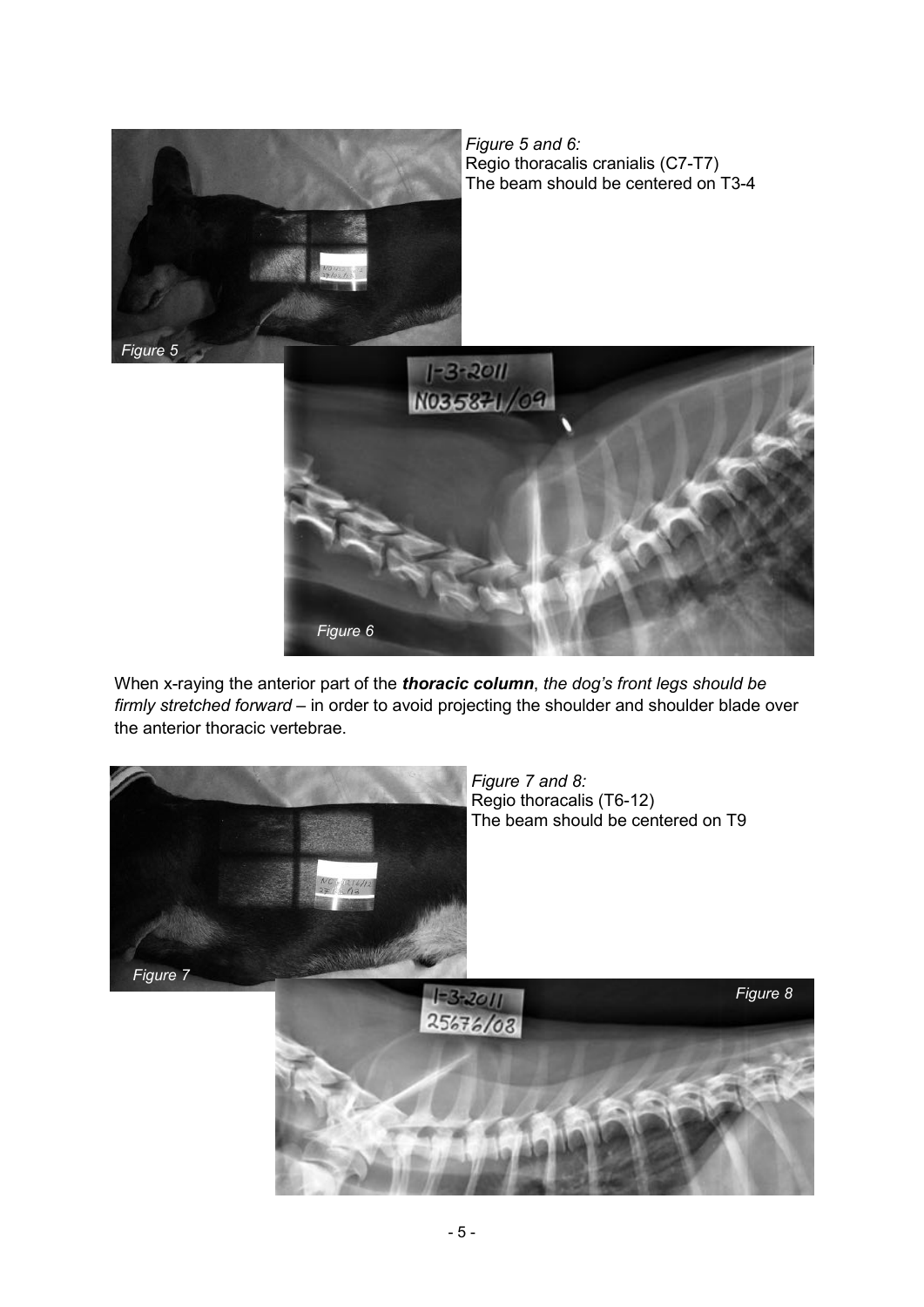*Figure 5 and 6:*
Regio thoracalis cranialis (C7-T7)
The beam should be centered on T3-4

*Figure 5*

*Figure 6*

When x-raying the anterior part of the ***thoracic column***, *the dog's front legs should be firmly stretched forward* – in order to avoid projecting the shoulder and shoulder blade over the anterior thoracic vertebrae.

*Figure 7 and 8:*
Regio thoracalis (T6-12)
The beam should be centered on T9

*Figure 7*

*Figure 8*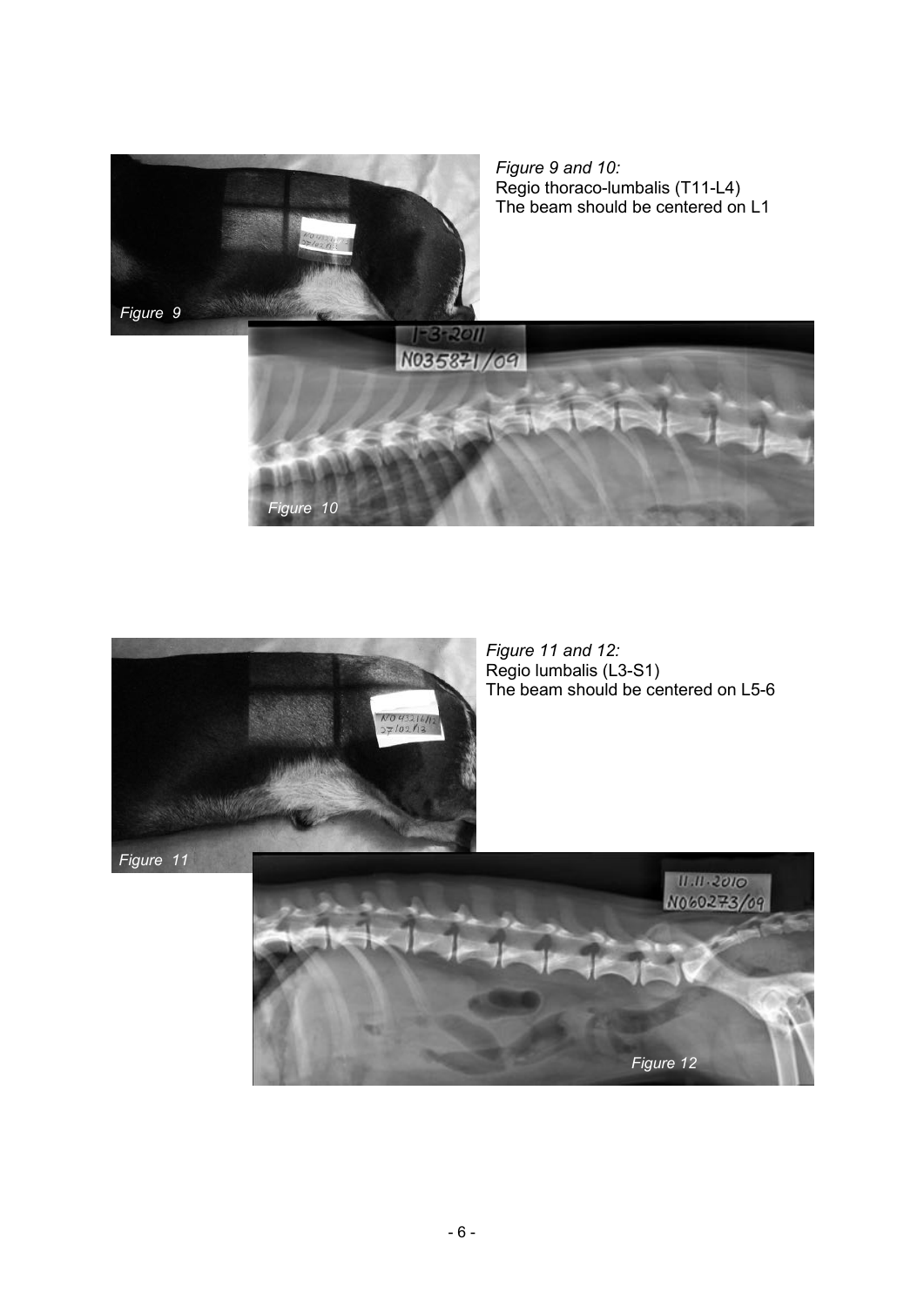*Figure 9 and 10:*
Regio thoraco-lumbalis (T11-L4)
The beam should be centered on L1

*Figure 11 and 12:*
Regio lumbalis (L3-S1)
The beam should be centered on L5-6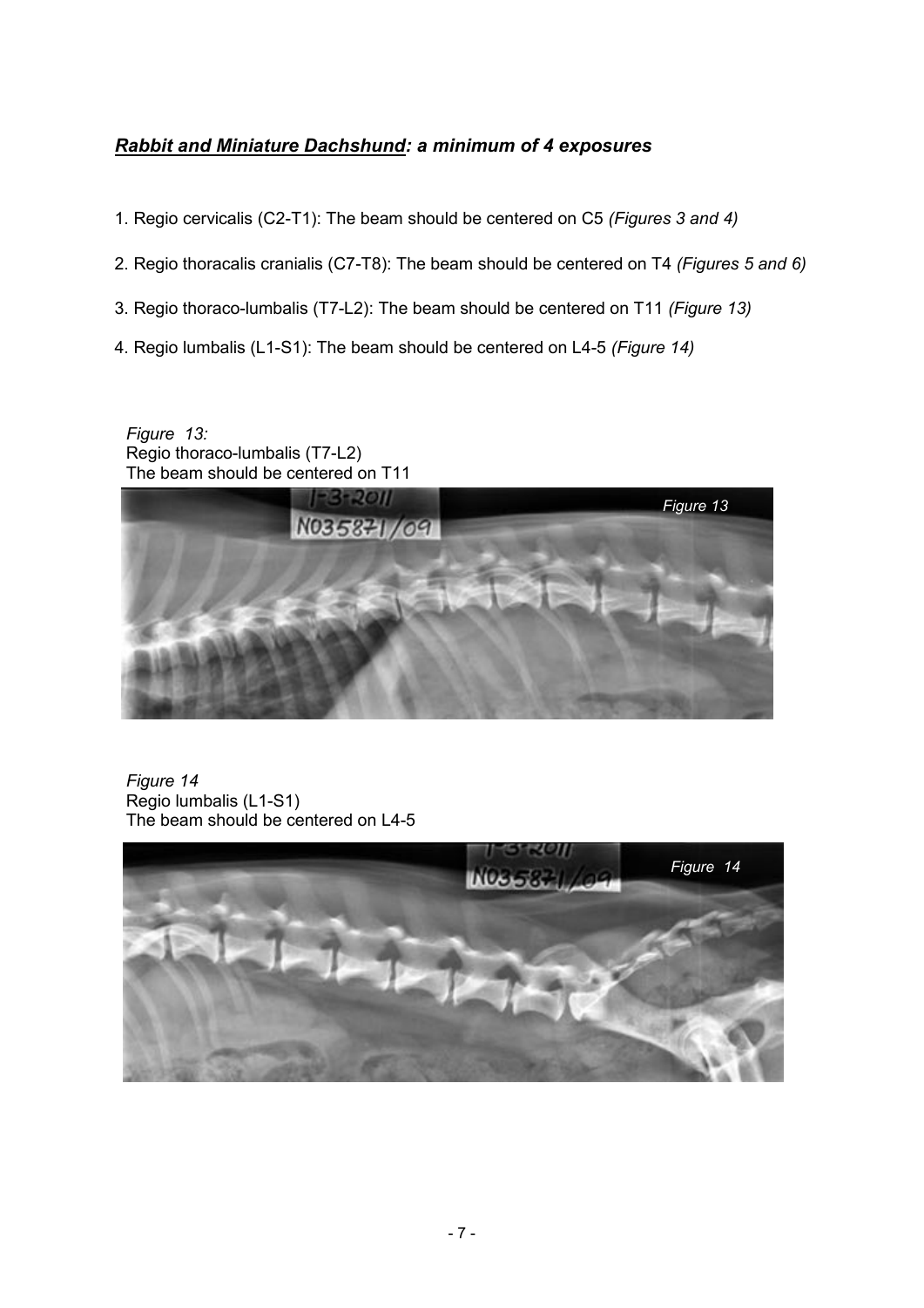***Rabbit and Miniature Dachshund*: a minimum of 4 exposures**

1. Regio cervicalis (C2-T1): The beam should be centered on C5 *(Figures 3 and 4)*

2. Regio thoracalis cranialis (C7-T8): The beam should be centered on T4 *(Figures 5 and 6)*

3. Regio thoraco-lumbalis (T7-L2): The beam should be centered on T11 *(Figure 13)*

4. Regio lumbalis (L1-S1): The beam should be centered on L4-5 *(Figure 14)*

*Figure 13:*
Regio thoraco-lumbalis (T7-L2)
The beam should be centered on T11

*Figure 14*
Regio lumbalis (L1-S1)
The beam should be centered on L4-5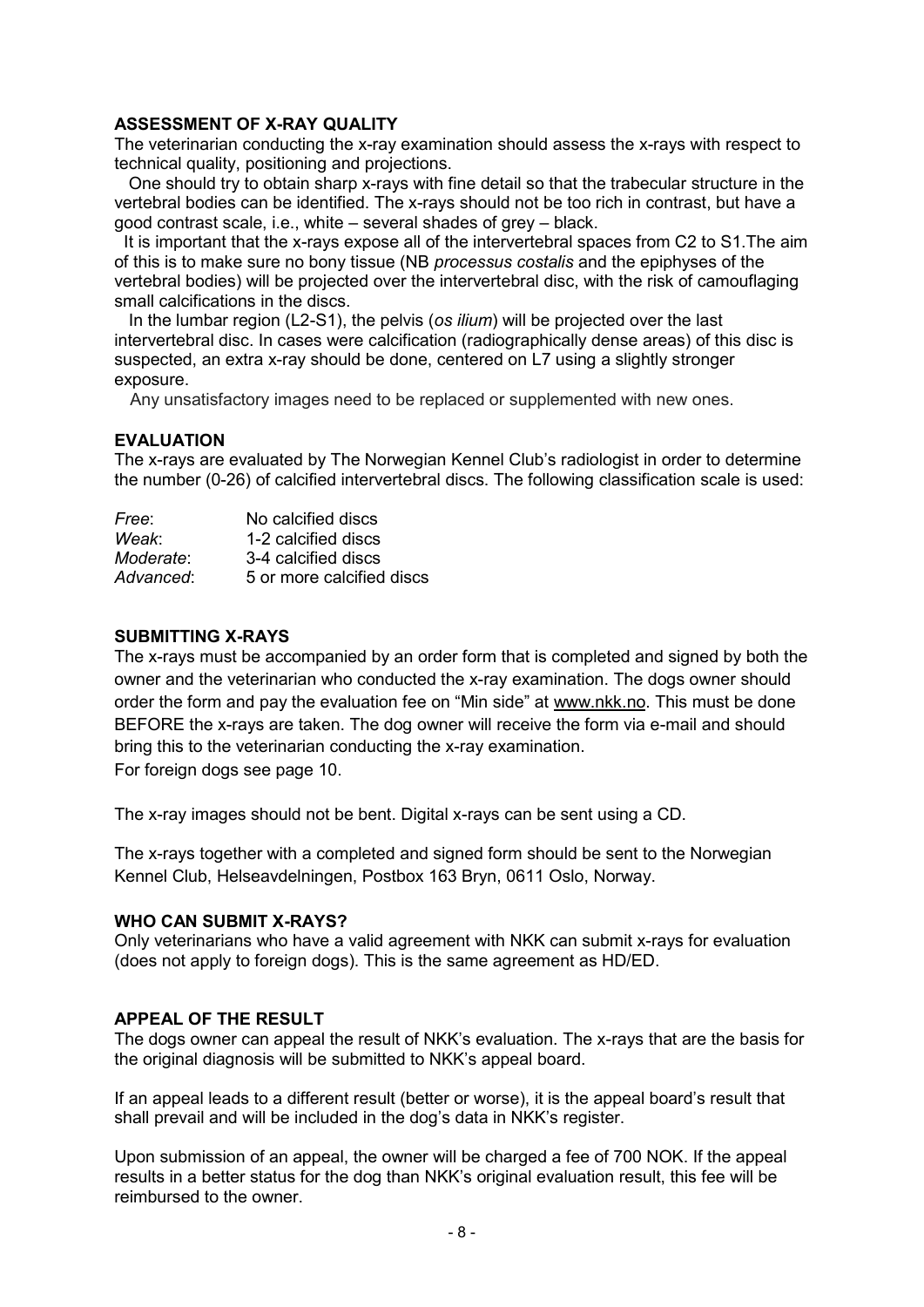## ASSESSMENT OF X-RAY QUALITY

The veterinarian conducting the x-ray examination should assess the x-rays with respect to technical quality, positioning and projections.

One should try to obtain sharp x-rays with fine detail so that the trabecular structure in the vertebral bodies can be identified. The x-rays should not be too rich in contrast, but have a good contrast scale, i.e., white – several shades of grey – black.

It is important that the x-rays expose all of the intervertebral spaces from C2 to S1.The aim of this is to make sure no bony tissue (NB *processus costalis* and the epiphyses of the vertebral bodies) will be projected over the intervertebral disc, with the risk of camouflaging small calcifications in the discs.

In the lumbar region (L2-S1), the pelvis (*os ilium*) will be projected over the last intervertebral disc. In cases were calcification (radiographically dense areas) of this disc is suspected, an extra x-ray should be done, centered on L7 using a slightly stronger exposure.

Any unsatisfactory images need to be replaced or supplemented with new ones.

## EVALUATION

The x-rays are evaluated by The Norwegian Kennel Club's radiologist in order to determine the number (0-26) of calcified intervertebral discs. The following classification scale is used:

| | |
|---|---|
| *Free*: | No calcified discs |
| *Weak*: | 1-2 calcified discs |
| *Moderate*: | 3-4 calcified discs |
| *Advanced*: | 5 or more calcified discs |

## SUBMITTING X-RAYS

The x-rays must be accompanied by an order form that is completed and signed by both the owner and the veterinarian who conducted the x-ray examination. The dogs owner should order the form and pay the evaluation fee on "Min side" at www.nkk.no. This must be done BEFORE the x-rays are taken. The dog owner will receive the form via e-mail and should bring this to the veterinarian conducting the x-ray examination.
For foreign dogs see page 10.

The x-ray images should not be bent. Digital x-rays can be sent using a CD.

The x-rays together with a completed and signed form should be sent to the Norwegian Kennel Club, Helseavdelningen, Postbox 163 Bryn, 0611 Oslo, Norway.

## WHO CAN SUBMIT X-RAYS?

Only veterinarians who have a valid agreement with NKK can submit x-rays for evaluation (does not apply to foreign dogs). This is the same agreement as HD/ED.

## APPEAL OF THE RESULT

The dogs owner can appeal the result of NKK's evaluation. The x-rays that are the basis for the original diagnosis will be submitted to NKK's appeal board.

If an appeal leads to a different result (better or worse), it is the appeal board's result that shall prevail and will be included in the dog's data in NKK's register.

Upon submission of an appeal, the owner will be charged a fee of 700 NOK. If the appeal results in a better status for the dog than NKK's original evaluation result, this fee will be reimbursed to the owner.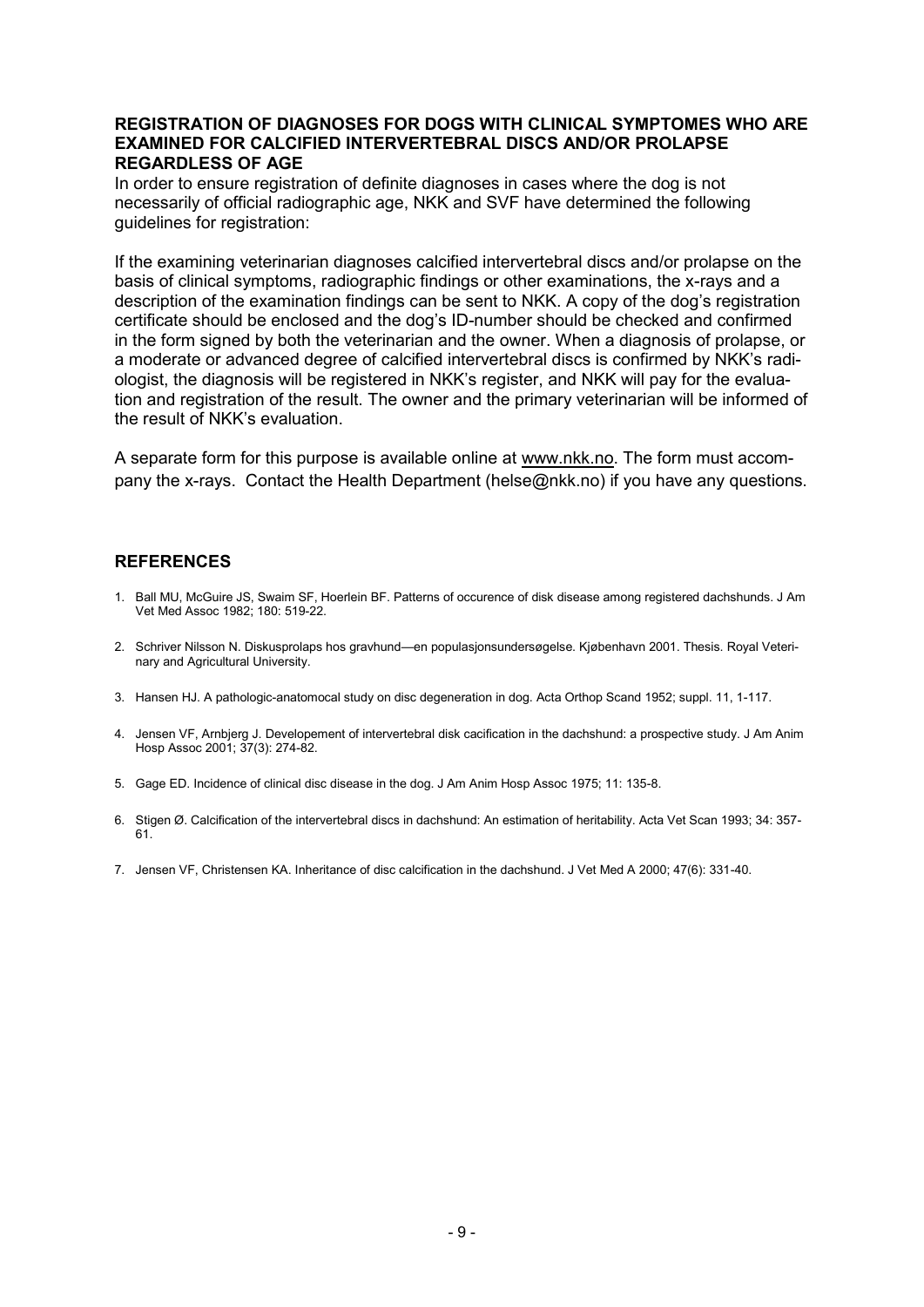## REGISTRATION OF DIAGNOSES FOR DOGS WITH CLINICAL SYMPTOMES WHO ARE EXAMINED FOR CALCIFIED INTERVERTEBRAL DISCS AND/OR PROLAPSE REGARDLESS OF AGE

In order to ensure registration of definite diagnoses in cases where the dog is not necessarily of official radiographic age, NKK and SVF have determined the following guidelines for registration:

If the examining veterinarian diagnoses calcified intervertebral discs and/or prolapse on the basis of clinical symptoms, radiographic findings or other examinations, the x-rays and a description of the examination findings can be sent to NKK. A copy of the dog's registration certificate should be enclosed and the dog's ID-number should be checked and confirmed in the form signed by both the veterinarian and the owner. When a diagnosis of prolapse, or a moderate or advanced degree of calcified intervertebral discs is confirmed by NKK's radiologist, the diagnosis will be registered in NKK's register, and NKK will pay for the evaluation and registration of the result. The owner and the primary veterinarian will be informed of the result of NKK's evaluation.

A separate form for this purpose is available online at www.nkk.no. The form must accompany the x-rays. Contact the Health Department (helse@nkk.no) if you have any questions.

## REFERENCES

1. Ball MU, McGuire JS, Swaim SF, Hoerlein BF. Patterns of occurence of disk disease among registered dachshunds. J Am Vet Med Assoc 1982; 180: 519-22.
2. Schriver Nilsson N. Diskusprolaps hos gravhund—en populasjonsundersøgelse. Kjøbenhavn 2001. Thesis. Royal Veterinary and Agricultural University.
3. Hansen HJ. A pathologic-anatomocal study on disc degeneration in dog. Acta Orthop Scand 1952; suppl. 11, 1-117.
4. Jensen VF, Arnbjerg J. Developement of intervertebral disk cacification in the dachshund: a prospective study. J Am Anim Hosp Assoc 2001; 37(3): 274-82.
5. Gage ED. Incidence of clinical disc disease in the dog. J Am Anim Hosp Assoc 1975; 11: 135-8.
6. Stigen Ø. Calcification of the intervertebral discs in dachshund: An estimation of heritability. Acta Vet Scan 1993; 34: 357-61.
7. Jensen VF, Christensen KA. Inheritance of disc calcification in the dachshund. J Vet Med A 2000; 47(6): 331-40.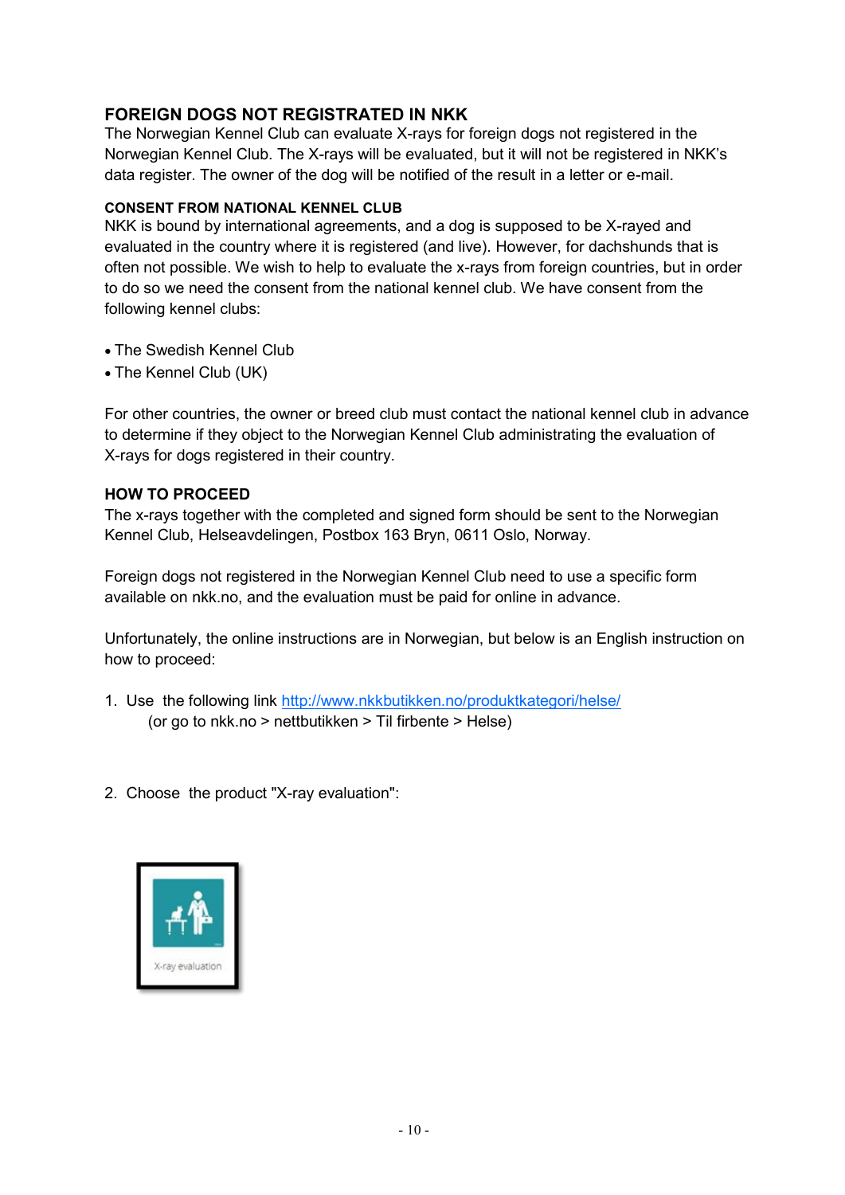## FOREIGN DOGS NOT REGISTRATED IN NKK

The Norwegian Kennel Club can evaluate X-rays for foreign dogs not registered in the Norwegian Kennel Club. The X-rays will be evaluated, but it will not be registered in NKK's data register. The owner of the dog will be notified of the result in a letter or e-mail.

### CONSENT FROM NATIONAL KENNEL CLUB

NKK is bound by international agreements, and a dog is supposed to be X-rayed and evaluated in the country where it is registered (and live). However, for dachshunds that is often not possible. We wish to help to evaluate the x-rays from foreign countries, but in order to do so we need the consent from the national kennel club. We have consent from the following kennel clubs:

- The Swedish Kennel Club
- The Kennel Club (UK)

For other countries, the owner or breed club must contact the national kennel club in advance to determine if they object to the Norwegian Kennel Club administrating the evaluation of X-rays for dogs registered in their country.

### HOW TO PROCEED

The x-rays together with the completed and signed form should be sent to the Norwegian Kennel Club, Helseavdelingen, Postbox 163 Bryn, 0611 Oslo, Norway.

Foreign dogs not registered in the Norwegian Kennel Club need to use a specific form available on nkk.no, and the evaluation must be paid for online in advance.

Unfortunately, the online instructions are in Norwegian, but below is an English instruction on how to proceed:

1. Use the following link http://www.nkkbutikken.no/produktkategori/helse/
   (or go to nkk.no > nettbutikken > Til firbente > Helse)

2. Choose the product "X-ray evaluation":

X-ray evaluation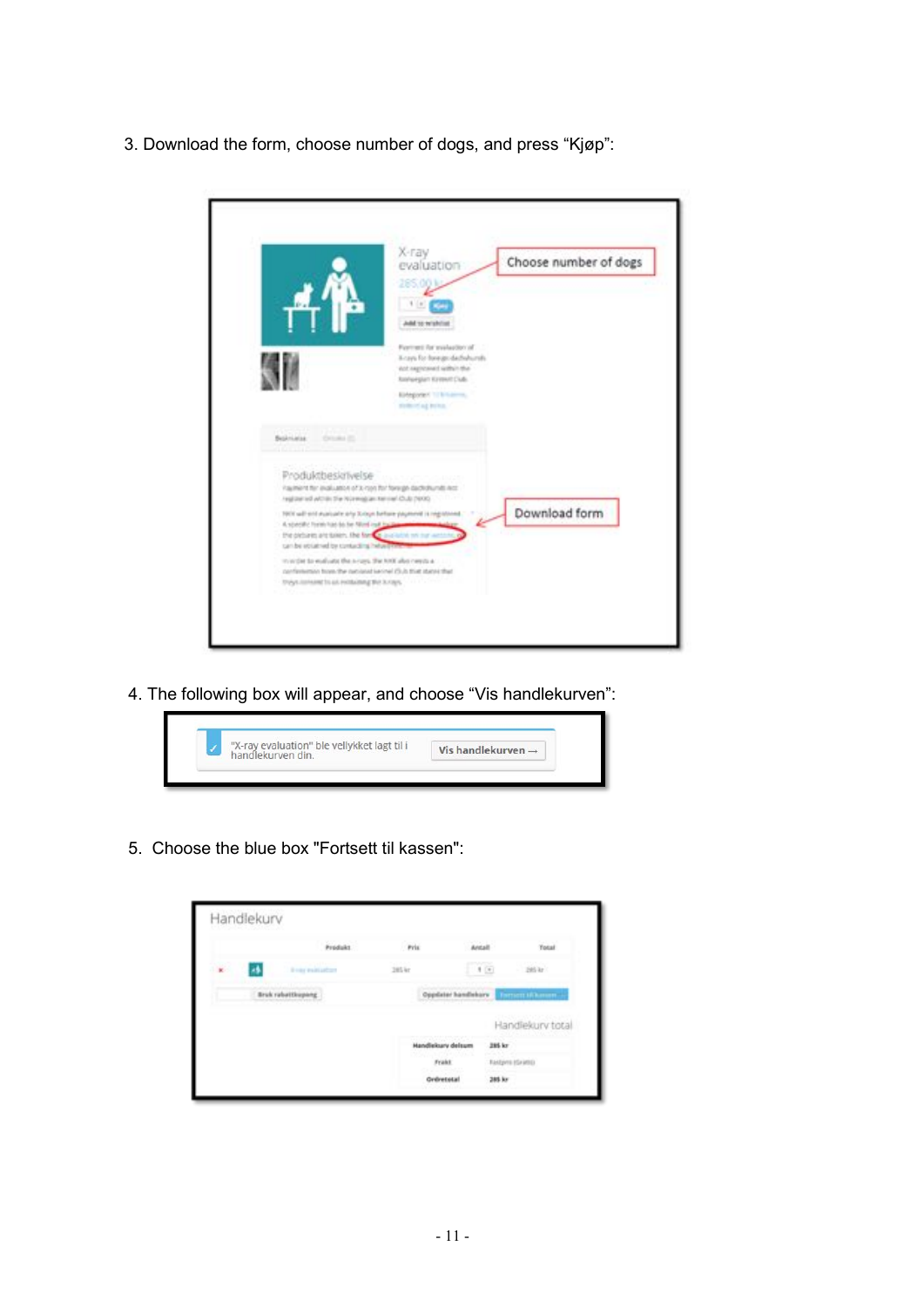3. Download the form, choose number of dogs, and press “Kjøp”:

4. The following box will appear, and choose “Vis handlekurven”:

5. Choose the blue box "Fortsett til kassen":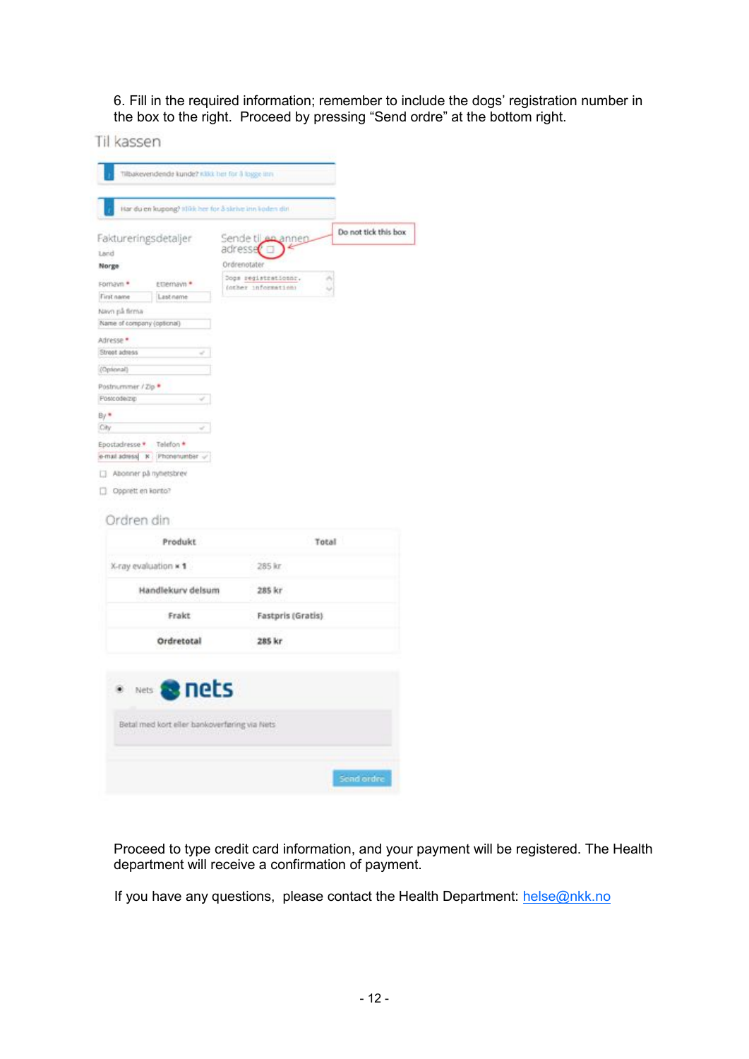6. Fill in the required information; remember to include the dogs' registration number in the box to the right. Proceed by pressing "Send ordre" at the bottom right.

Til kassen

Tilbakevendende kunde? Klikk her for å logge inn

Har du en kupong? Klikk her for å skrive inn koden din

Faktureringsdetaljer

Land

Norge

Fornavn *

First name

Etternavn *

Last name

Navn på firma

Name of company (optional)

Adresse *

Street adress

(Optional)

Postnummer / Zip *

Postcode/zip

By *

City

Epostadresse *

e-mail adress

Telefon *

Phonenumber

Abonner på nyhetsbrev

Opprett en konto?

Sende til en annen adresse?

Do not tick this box

Ordrenotater

Dogs registrationr, (other information)

Ordren din

| Produkt | Total |
|---|---|
| X-ray evaluation × 1 | 285 kr |
| Handlekurv delsum | 285 kr |
| Frakt | Fastpris (Gratis) |
| Ordretotal | 285 kr |

Nets nets

Betal med kort eller bankoverføring via Nets

Send ordre

Proceed to type credit card information, and your payment will be registered. The Health department will receive a confirmation of payment.

If you have any questions, please contact the Health Department: helse@nkk.no